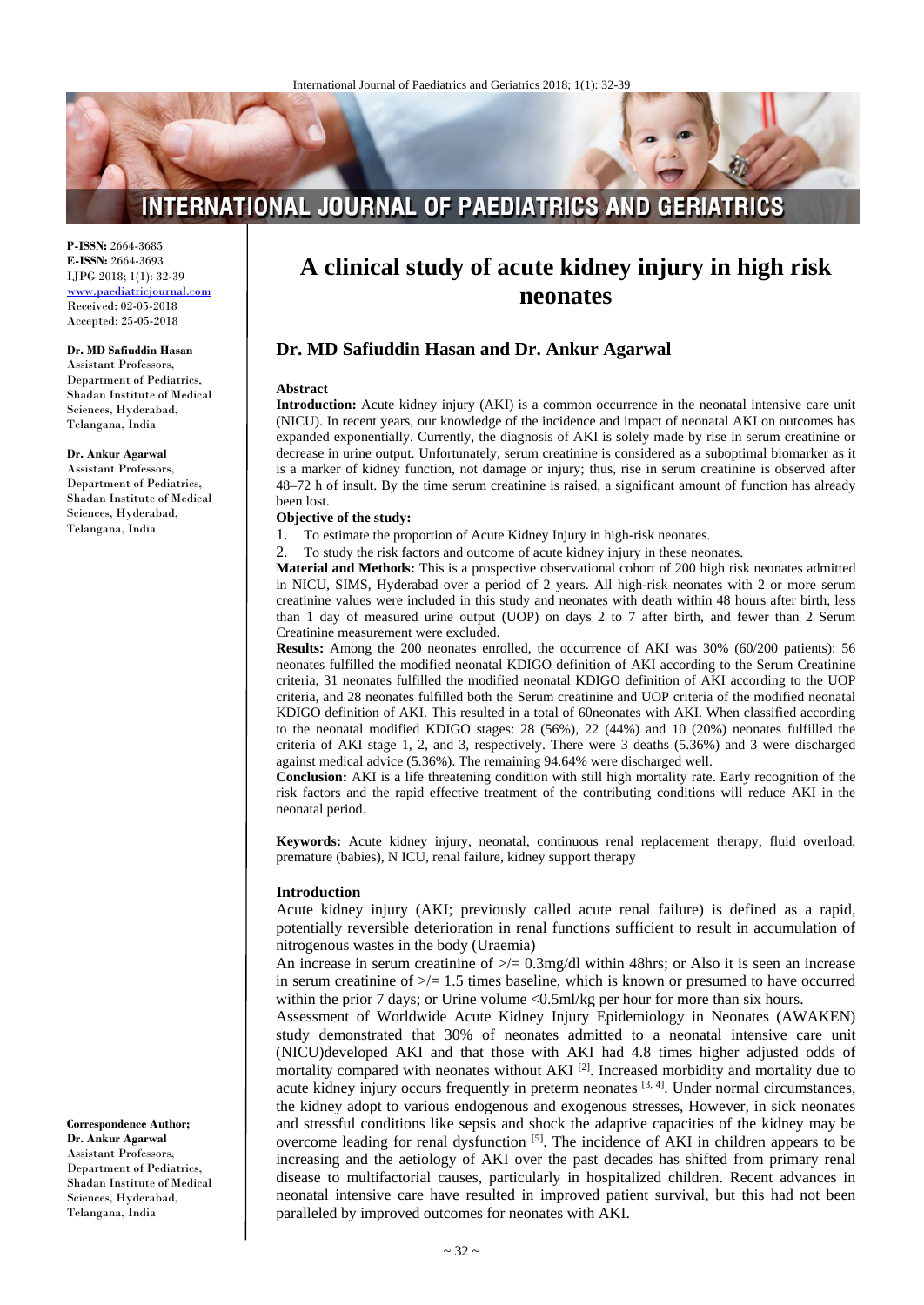P-ISSN: 2664-3685
E-ISSN: 2664-3693
IJPG 2018; 1(1): 32-39
www.paediatricjournal.com
Received: 02-05-2018
Accepted: 25-05-2018

**Dr. MD Safiuddin Hasan**
Assistant Professors, Department of Pediatrics, Shadan Institute of Medical Sciences, Hyderabad, Telangana, India

**Dr. Ankur Agarwal**
Assistant Professors, Department of Pediatrics, Shadan Institute of Medical Sciences, Hyderabad, Telangana, India

**Correspondence Author;**
**Dr. Ankur Agarwal**
Assistant Professors, Department of Pediatrics, Shadan Institute of Medical Sciences, Hyderabad, Telangana, India

# A clinical study of acute kidney injury in high risk neonates

## Dr. MD Safiuddin Hasan and Dr. Ankur Agarwal

### Abstract

**Introduction:** Acute kidney injury (AKI) is a common occurrence in the neonatal intensive care unit (NICU). In recent years, our knowledge of the incidence and impact of neonatal AKI on outcomes has expanded exponentially. Currently, the diagnosis of AKI is solely made by rise in serum creatinine or decrease in urine output. Unfortunately, serum creatinine is considered as a suboptimal biomarker as it is a marker of kidney function, not damage or injury; thus, rise in serum creatinine is observed after 48–72 h of insult. By the time serum creatinine is raised, a significant amount of function has already been lost.

**Objective of the study:**

1. To estimate the proportion of Acute Kidney Injury in high-risk neonates.
2. To study the risk factors and outcome of acute kidney injury in these neonates.

**Material and Methods:** This is a prospective observational cohort of 200 high risk neonates admitted in NICU, SIMS, Hyderabad over a period of 2 years. All high-risk neonates with 2 or more serum creatinine values were included in this study and neonates with death within 48 hours after birth, less than 1 day of measured urine output (UOP) on days 2 to 7 after birth, and fewer than 2 Serum Creatinine measurement were excluded.

**Results:** Among the 200 neonates enrolled, the occurrence of AKI was 30% (60/200 patients): 56 neonates fulfilled the modified neonatal KDIGO definition of AKI according to the Serum Creatinine criteria, 31 neonates fulfilled the modified neonatal KDIGO definition of AKI according to the UOP criteria, and 28 neonates fulfilled both the Serum creatinine and UOP criteria of the modified neonatal KDIGO definition of AKI. This resulted in a total of 60neonates with AKI. When classified according to the neonatal modified KDIGO stages: 28 (56%), 22 (44%) and 10 (20%) neonates fulfilled the criteria of AKI stage 1, 2, and 3, respectively. There were 3 deaths (5.36%) and 3 were discharged against medical advice (5.36%). The remaining 94.64% were discharged well.

**Conclusion:** AKI is a life threatening condition with still high mortality rate. Early recognition of the risk factors and the rapid effective treatment of the contributing conditions will reduce AKI in the neonatal period.

**Keywords:** Acute kidney injury, neonatal, continuous renal replacement therapy, fluid overload, premature (babies), N ICU, renal failure, kidney support therapy

### Introduction

Acute kidney injury (AKI; previously called acute renal failure) is defined as a rapid, potentially reversible deterioration in renal functions sufficient to result in accumulation of nitrogenous wastes in the body (Uraemia)

An increase in serum creatinine of >/= 0.3mg/dl within 48hrs; or Also it is seen an increase in serum creatinine of >/= 1.5 times baseline, which is known or presumed to have occurred within the prior 7 days; or Urine volume <0.5ml/kg per hour for more than six hours.

Assessment of Worldwide Acute Kidney Injury Epidemiology in Neonates (AWAKEN) study demonstrated that 30% of neonates admitted to a neonatal intensive care unit (NICU)developed AKI and that those with AKI had 4.8 times higher adjusted odds of mortality compared with neonates without AKI [2]. Increased morbidity and mortality due to acute kidney injury occurs frequently in preterm neonates [3, 4]. Under normal circumstances, the kidney adopt to various endogenous and exogenous stresses, However, in sick neonates and stressful conditions like sepsis and shock the adaptive capacities of the kidney may be overcome leading for renal dysfunction [5]. The incidence of AKI in children appears to be increasing and the aetiology of AKI over the past decades has shifted from primary renal disease to multifactorial causes, particularly in hospitalized children. Recent advances in neonatal intensive care have resulted in improved patient survival, but this had not been paralleled by improved outcomes for neonates with AKI.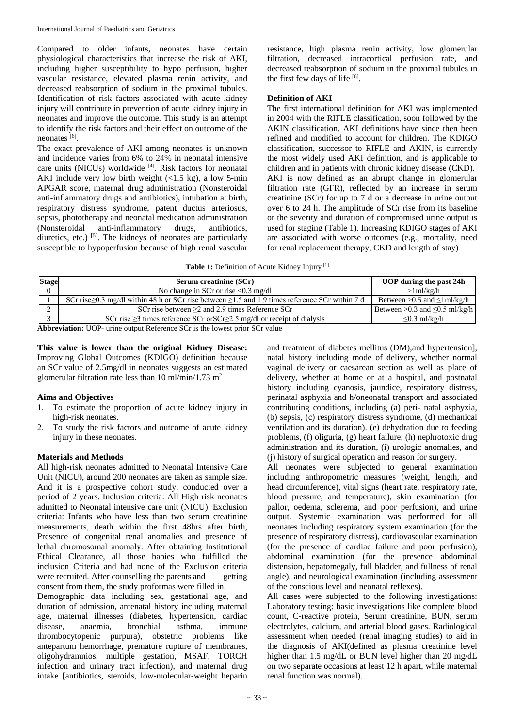Compared to older infants, neonates have certain physiological characteristics that increase the risk of AKI, including higher susceptibility to hypo perfusion, higher vascular resistance, elevated plasma renin activity, and decreased reabsorption of sodium in the proximal tubules. Identification of risk factors associated with acute kidney injury will contribute in prevention of acute kidney injury in neonates and improve the outcome. This study is an attempt to identify the risk factors and their effect on outcome of the neonates [6].

The exact prevalence of AKI among neonates is unknown and incidence varies from 6% to 24% in neonatal intensive care units (NICUs) worldwide [4]. Risk factors for neonatal AKI include very low birth weight (<1.5 kg), a low 5-min APGAR score, maternal drug administration (Nonsteroidal anti-inflammatory drugs and antibiotics), intubation at birth, respiratory distress syndrome, patent ductus arteriosus, sepsis, phototherapy and neonatal medication administration (Nonsteroidal anti-inflammatory drugs, antibiotics, diuretics, etc.) [5]. The kidneys of neonates are particularly susceptible to hypoperfusion because of high renal vascular resistance, high plasma renin activity, low glomerular filtration, decreased intracortical perfusion rate, and decreased reabsorption of sodium in the proximal tubules in the first few days of life [6].

**Definition of AKI**

The first international definition for AKI was implemented in 2004 with the RIFLE classification, soon followed by the AKIN classification. AKI definitions have since then been refined and modified to account for children. The KDIGO classification, successor to RIFLE and AKIN, is currently the most widely used AKI definition, and is applicable to children and in patients with chronic kidney disease (CKD).

AKI is now defined as an abrupt change in glomerular filtration rate (GFR), reflected by an increase in serum creatinine (SCr) for up to 7 d or a decrease in urine output over 6 to 24 h. The amplitude of SCr rise from its baseline or the severity and duration of compromised urine output is used for staging (Table 1). Increasing KDIGO stages of AKI are associated with worse outcomes (e.g., mortality, need for renal replacement therapy, CKD and length of stay)

**Table 1:** Definition of Acute Kidney Injury [1]

| Stage | Serum creatinine (SCr) | UOP during the past 24h |
|---|---|---|
| 0 | No change in SCr or rise <0.3 mg/dl | >1ml/kg/h |
| 1 | SCr rise≥0.3 mg/dl within 48 h or SCr rise between ≥1.5 and 1.9 times reference SCr within 7 d | Between >0.5 and ≤1ml/kg/h |
| 2 | SCr rise between ≥2 and 2.9 times Reference SCr | Between >0.3 and ≤0.5 ml/kg/h |
| 3 | SCr rise ≥3 times reference SCr orSCr≥2.5 mg/dl or receipt of dialysis | ≤0.3 ml/kg/h |

**Abbreviation:** UOP- urine output Reference SCr is the lowest prior SCr value

**This value is lower than the original Kidney Disease:** Improving Global Outcomes (KDIGO) definition because an SCr value of 2.5mg/dl in neonates suggests an estimated glomerular filtration rate less than 10 ml/min/1.73 m$^2$

**Aims and Objectives**

1. To estimate the proportion of acute kidney injury in high-risk neonates.
2. To study the risk factors and outcome of acute kidney injury in these neonates.

**Materials and Methods**

All high-risk neonates admitted to Neonatal Intensive Care Unit (NICU), around 200 neonates are taken as sample size. And it is a prospective cohort study, conducted over a period of 2 years. Inclusion criteria: All High risk neonates admitted to Neonatal intensive care unit (NICU). Exclusion criteria: Infants who have less than two serum creatinine measurements, death within the first 48hrs after birth, Presence of congenital renal anomalies and presence of lethal chromosomal anomaly. After obtaining Institutional Ethical Clearance, all those babies who fulfilled the inclusion Criteria and had none of the Exclusion criteria were recruited. After counselling the parents and getting consent from them, the study proformas were filled in.

Demographic data including sex, gestational age, and duration of admission, antenatal history including maternal age, maternal illnesses (diabetes, hypertension, cardiac disease, anaemia, bronchial asthma, immune thrombocytopenic purpura), obstetric problems like antepartum hemorrhage, premature rupture of membranes, oligohydramnios, multiple gestation, MSAF, TORCH infection and urinary tract infection), and maternal drug intake [antibiotics, steroids, low-molecular-weight heparin and treatment of diabetes mellitus (DM),and hypertension], natal history including mode of delivery, whether normal vaginal delivery or caesarean section as well as place of delivery, whether at home or at a hospital, and postnatal history including cyanosis, jaundice, respiratory distress, perinatal asphyxia and h/oneonatal transport and associated contributing conditions, including (a) peri- natal asphyxia, (b) sepsis, (c) respiratory distress syndrome, (d) mechanical ventilation and its duration). (e) dehydration due to feeding problems, (f) oliguria, (g) heart failure, (h) nephrotoxic drug administration and its duration, (i) urologic anomalies, and (j) history of surgical operation and reason for surgery.

All neonates were subjected to general examination including anthropometric measures (weight, length, and head circumference), vital signs (heart rate, respiratory rate, blood pressure, and temperature), skin examination (for pallor, oedema, sclerema, and poor perfusion), and urine output. Systemic examination was performed for all neonates including respiratory system examination (for the presence of respiratory distress), cardiovascular examination (for the presence of cardiac failure and poor perfusion), abdominal examination (for the presence abdominal distension, hepatomegaly, full bladder, and fullness of renal angle), and neurological examination (including assessment of the conscious level and neonatal reflexes).

All cases were subjected to the following investigations: Laboratory testing: basic investigations like complete blood count, C-reactive protein, Serum creatinine, BUN, serum electrolytes, calcium, and arterial blood gases. Radiological assessment when needed (renal imaging studies) to aid in the diagnosis of AKI(defined as plasma creatinine level higher than 1.5 mg/dL or BUN level higher than 20 mg/dL on two separate occasions at least 12 h apart, while maternal renal function was normal).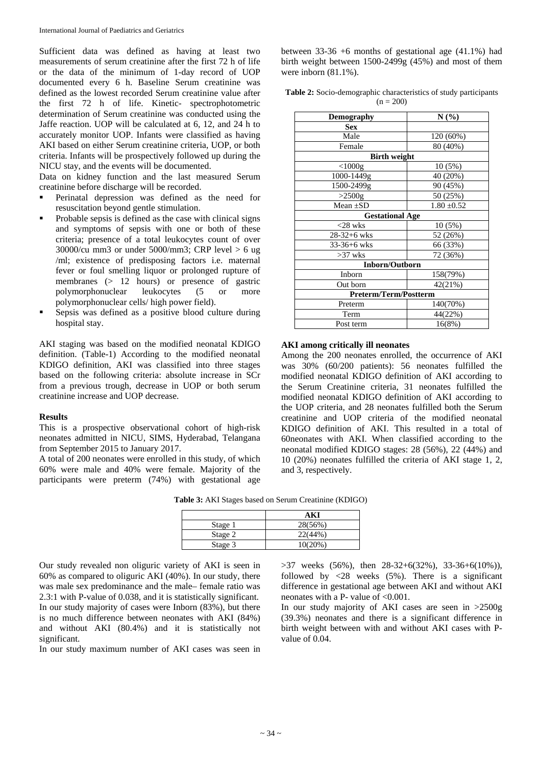Sufficient data was defined as having at least two measurements of serum creatinine after the first 72 h of life or the data of the minimum of 1-day record of UOP documented every 6 h. Baseline Serum creatinine was defined as the lowest recorded Serum creatinine value after the first 72 h of life. Kinetic- spectrophotometric determination of Serum creatinine was conducted using the Jaffe reaction. UOP will be calculated at 6, 12, and 24 h to accurately monitor UOP. Infants were classified as having AKI based on either Serum creatinine criteria, UOP, or both criteria. Infants will be prospectively followed up during the NICU stay, and the events will be documented.

Data on kidney function and the last measured Serum creatinine before discharge will be recorded.

- Perinatal depression was defined as the need for resuscitation beyond gentle stimulation.
- Probable sepsis is defined as the case with clinical signs and symptoms of sepsis with one or both of these criteria; presence of a total leukocytes count of over 30000/cu mm3 or under 5000/mm3; CRP level > 6 ug /ml; existence of predisposing factors i.e. maternal fever or foul smelling liquor or prolonged rupture of membranes (> 12 hours) or presence of gastric polymorphonuclear leukocytes (5 or more polymorphonuclear cells/ high power field).
- Sepsis was defined as a positive blood culture during hospital stay.

AKI staging was based on the modified neonatal KDIGO definition. (Table-1) According to the modified neonatal KDIGO definition, AKI was classified into three stages based on the following criteria: absolute increase in SCr from a previous trough, decrease in UOP or both serum creatinine increase and UOP decrease.

## Results

This is a prospective observational cohort of high-risk neonates admitted in NICU, SIMS, Hyderabad, Telangana from September 2015 to January 2017.

A total of 200 neonates were enrolled in this study, of which 60% were male and 40% were female. Majority of the participants were preterm (74%) with gestational age between 33-36 +6 months of gestational age (41.1%) had birth weight between 1500-2499g (45%) and most of them were inborn (81.1%).

**Table 2:** Socio-demographic characteristics of study participants (n = 200)

| Demography | N (%) |
|---|---|
| **Sex** | |
| Male | 120 (60%) |
| Female | 80 (40%) |
| **Birth weight** | |
| <1000g | 10 (5%) |
| 1000-1449g | 40 (20%) |
| 1500-2499g | 90 (45%) |
| >2500g | 50 (25%) |
| Mean ±SD | 1.80 ±0.52 |
| **Gestational Age** | |
| <28 wks | 10 (5%) |
| 28-32+6 wks | 52 (26%) |
| 33-36+6 wks | 66 (33%) |
| >37 wks | 72 (36%) |
| **Inborn/Outborn** | |
| Inborn | 158(79%) |
| Out born | 42(21%) |
| **Preterm/Term/Postterm** | |
| Preterm | 140(70%) |
| Term | 44(22%) |
| Post term | 16(8%) |

### AKI among critically ill neonates

Among the 200 neonates enrolled, the occurrence of AKI was 30% (60/200 patients): 56 neonates fulfilled the modified neonatal KDIGO definition of AKI according to the Serum Creatinine criteria, 31 neonates fulfilled the modified neonatal KDIGO definition of AKI according to the UOP criteria, and 28 neonates fulfilled both the Serum creatinine and UOP criteria of the modified neonatal KDIGO definition of AKI. This resulted in a total of 60neonates with AKI. When classified according to the neonatal modified KDIGO stages: 28 (56%), 22 (44%) and 10 (20%) neonates fulfilled the criteria of AKI stage 1, 2, and 3, respectively.

**Table 3:** AKI Stages based on Serum Creatinine (KDIGO)

| | AKI |
|---|---|
| Stage 1 | 28(56%) |
| Stage 2 | 22(44%) |
| Stage 3 | 10(20%) |

Our study revealed non oliguric variety of AKI is seen in 60% as compared to oliguric AKI (40%). In our study, there was male sex predominance and the male– female ratio was 2.3:1 with P-value of 0.038, and it is statistically significant.

In our study majority of cases were Inborn (83%), but there is no much difference between neonates with AKI (84%) and without AKI (80.4%) and it is statistically not significant.

In our study maximum number of AKI cases was seen in >37 weeks (56%), then 28-32+6(32%), 33-36+6(10%)), followed by <28 weeks (5%). There is a significant difference in gestational age between AKI and without AKI neonates with a P- value of <0.001.

In our study majority of AKI cases are seen in >2500g (39.3%) neonates and there is a significant difference in birth weight between with and without AKI cases with P-value of 0.04.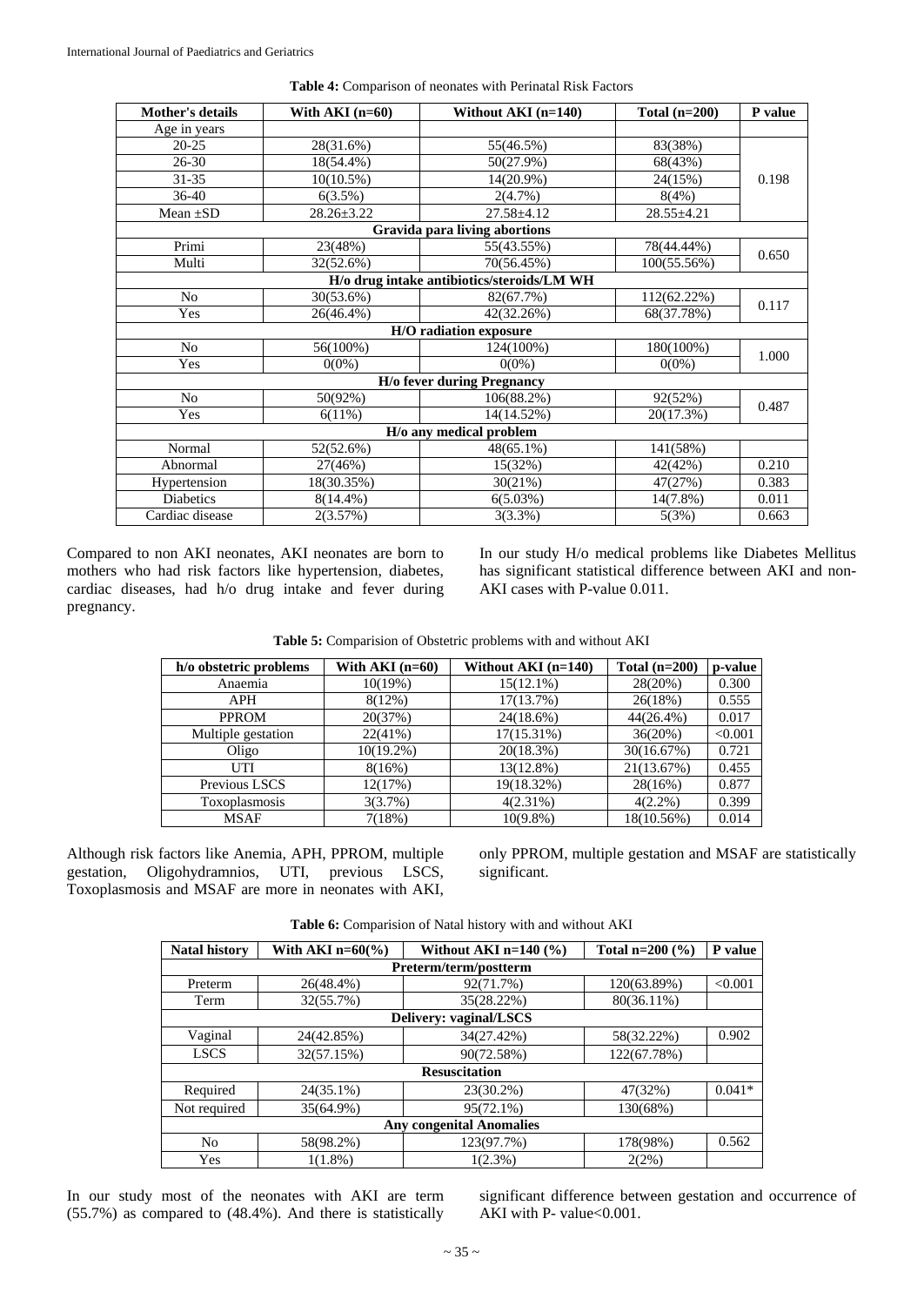**Table 4:** Comparison of neonates with Perinatal Risk Factors

| Mother's details | With AKI (n=60) | Without AKI (n=140) | Total (n=200) | P value |
|---|---|---|---|---|
| Age in years | | | | |
| 20-25 | 28(31.6%) | 55(46.5%) | 83(38%) | 0.198 |
| 26-30 | 18(54.4%) | 50(27.9%) | 68(43%) | |
| 31-35 | 10(10.5%) | 14(20.9%) | 24(15%) | |
| 36-40 | 6(3.5%) | 2(4.7%) | 8(4%) | |
| Mean ±SD | 28.26±3.22 | 27.58±4.12 | 28.55±4.21 | |
| **Gravida para living abortions** | | | | |
| Primi | 23(48%) | 55(43.55%) | 78(44.44%) | 0.650 |
| Multi | 32(52.6%) | 70(56.45%) | 100(55.56%) | |
| **H/o drug intake antibiotics/steroids/LM WH** | | | | |
| No | 30(53.6%) | 82(67.7%) | 112(62.22%) | 0.117 |
| Yes | 26(46.4%) | 42(32.26%) | 68(37.78%) | |
| **H/O radiation exposure** | | | | |
| No | 56(100%) | 124(100%) | 180(100%) | 1.000 |
| Yes | 0(0%) | 0(0%) | 0(0%) | |
| **H/o fever during Pregnancy** | | | | |
| No | 50(92%) | 106(88.2%) | 92(52%) | 0.487 |
| Yes | 6(11%) | 14(14.52%) | 20(17.3%) | |
| **H/o any medical problem** | | | | |
| Normal | 52(52.6%) | 48(65.1%) | 141(58%) | |
| Abnormal | 27(46%) | 15(32%) | 42(42%) | 0.210 |
| Hypertension | 18(30.35%) | 30(21%) | 47(27%) | 0.383 |
| Diabetics | 8(14.4%) | 6(5.03%) | 14(7.8%) | 0.011 |
| Cardiac disease | 2(3.57%) | 3(3.3%) | 5(3%) | 0.663 |

Compared to non AKI neonates, AKI neonates are born to mothers who had risk factors like hypertension, diabetes, cardiac diseases, had h/o drug intake and fever during pregnancy.

In our study H/o medical problems like Diabetes Mellitus has significant statistical difference between AKI and non-AKI cases with P-value 0.011.

**Table 5:** Comparision of Obstetric problems with and without AKI

| h/o obstetric problems | With AKI (n=60) | Without AKI (n=140) | Total (n=200) | p-value |
|---|---|---|---|---|
| Anaemia | 10(19%) | 15(12.1%) | 28(20%) | 0.300 |
| APH | 8(12%) | 17(13.7%) | 26(18%) | 0.555 |
| PPROM | 20(37%) | 24(18.6%) | 44(26.4%) | 0.017 |
| Multiple gestation | 22(41%) | 17(15.31%) | 36(20%) | <0.001 |
| Oligo | 10(19.2%) | 20(18.3%) | 30(16.67%) | 0.721 |
| UTI | 8(16%) | 13(12.8%) | 21(13.67%) | 0.455 |
| Previous LSCS | 12(17%) | 19(18.32%) | 28(16%) | 0.877 |
| Toxoplasmosis | 3(3.7%) | 4(2.31%) | 4(2.2%) | 0.399 |
| MSAF | 7(18%) | 10(9.8%) | 18(10.56%) | 0.014 |

Although risk factors like Anemia, APH, PPROM, multiple gestation, Oligohydramnios, UTI, previous LSCS, Toxoplasmosis and MSAF are more in neonates with AKI, only PPROM, multiple gestation and MSAF are statistically significant.

**Table 6:** Comparision of Natal history with and without AKI

| Natal history | With AKI n=60(%) | Without AKI n=140 (%) | Total n=200 (%) | P value |
|---|---|---|---|---|
| **Preterm/term/postterm** | | | | |
| Preterm | 26(48.4%) | 92(71.7%) | 120(63.89%) | <0.001 |
| Term | 32(55.7%) | 35(28.22%) | 80(36.11%) | |
| **Delivery: vaginal/LSCS** | | | | |
| Vaginal | 24(42.85%) | 34(27.42%) | 58(32.22%) | 0.902 |
| LSCS | 32(57.15%) | 90(72.58%) | 122(67.78%) | |
| **Resuscitation** | | | | |
| Required | 24(35.1%) | 23(30.2%) | 47(32%) | 0.041* |
| Not required | 35(64.9%) | 95(72.1%) | 130(68%) | |
| **Any congenital Anomalies** | | | | |
| No | 58(98.2%) | 123(97.7%) | 178(98%) | 0.562 |
| Yes | 1(1.8%) | 1(2.3%) | 2(2%) | |

In our study most of the neonates with AKI are term (55.7%) as compared to (48.4%). And there is statistically significant difference between gestation and occurrence of AKI with P- value<0.001.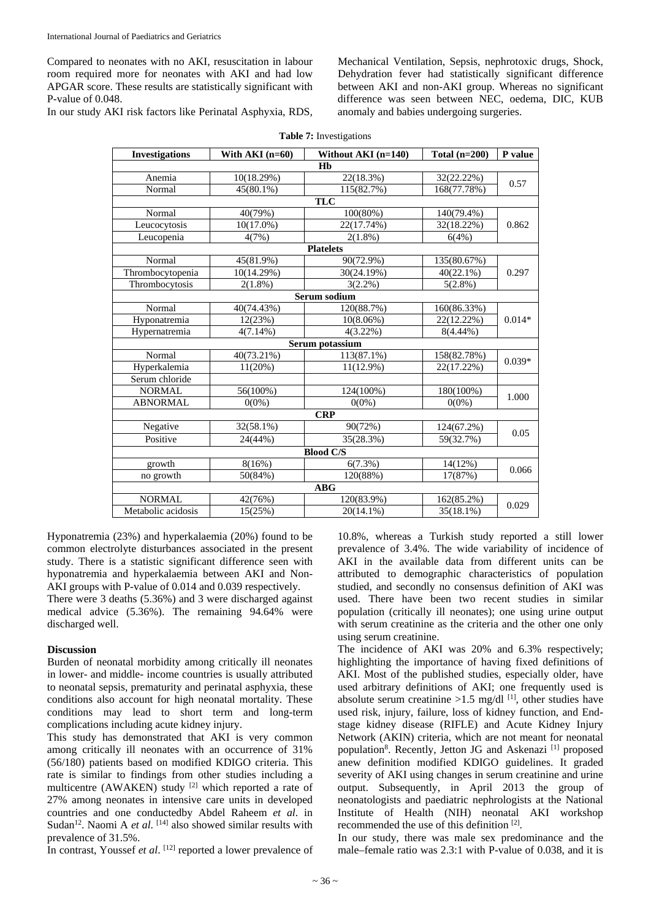Compared to neonates with no AKI, resuscitation in labour room required more for neonates with AKI and had low APGAR score. These results are statistically significant with P-value of 0.048.

In our study AKI risk factors like Perinatal Asphyxia, RDS, Mechanical Ventilation, Sepsis, nephrotoxic drugs, Shock, Dehydration fever had statistically significant difference between AKI and non-AKI group. Whereas no significant difference was seen between NEC, oedema, DIC, KUB anomaly and babies undergoing surgeries.

**Table 7:** Investigations

| Investigations | With AKI (n=60) | Without AKI (n=140) | Total (n=200) | P value |
|---|---|---|---|---|
| **Hb** | | | | |
| Anemia | 10(18.29%) | 22(18.3%) | 32(22.22%) | 0.57 |
| Normal | 45(80.1%) | 115(82.7%) | 168(77.78%) | |
| **TLC** | | | | |
| Normal | 40(79%) | 100(80%) | 140(79.4%) | 0.862 |
| Leucocytosis | 10(17.0%) | 22(17.74%) | 32(18.22%) | |
| Leucopenia | 4(7%) | 2(1.8%) | 6(4%) | |
| **Platelets** | | | | |
| Normal | 45(81.9%) | 90(72.9%) | 135(80.67%) | 0.297 |
| Thrombocytopenia | 10(14.29%) | 30(24.19%) | 40(22.1%) | |
| Thrombocytosis | 2(1.8%) | 3(2.2%) | 5(2.8%) | |
| **Serum sodium** | | | | |
| Normal | 40(74.43%) | 120(88.7%) | 160(86.33%) | 0.014* |
| Hyponatremia | 12(23%) | 10(8.06%) | 22(12.22%) | |
| Hypernatremia | 4(7.14%) | 4(3.22%) | 8(4.44%) | |
| **Serum potassium** | | | | |
| Normal | 40(73.21%) | 113(87.1%) | 158(82.78%) | 0.039* |
| Hyperkalemia | 11(20%) | 11(12.9%) | 22(17.22%) | |
| Serum chloride | | | | |
| NORMAL | 56(100%) | 124(100%) | 180(100%) | 1.000 |
| ABNORMAL | 0(0%) | 0(0%) | 0(0%) | |
| **CRP** | | | | |
| Negative | 32(58.1%) | 90(72%) | 124(67.2%) | 0.05 |
| Positive | 24(44%) | 35(28.3%) | 59(32.7%) | |
| **Blood C/S** | | | | |
| growth | 8(16%) | 6(7.3%) | 14(12%) | 0.066 |
| no growth | 50(84%) | 120(88%) | 17(87%) | |
| **ABG** | | | | |
| NORMAL | 42(76%) | 120(83.9%) | 162(85.2%) | 0.029 |
| Metabolic acidosis | 15(25%) | 20(14.1%) | 35(18.1%) | |

Hyponatremia (23%) and hyperkalaemia (20%) found to be common electrolyte disturbances associated in the present study. There is a statistic significant difference seen with hyponatremia and hyperkalaemia between AKI and Non-AKI groups with P-value of 0.014 and 0.039 respectively.

There were 3 deaths (5.36%) and 3 were discharged against medical advice (5.36%). The remaining 94.64% were discharged well.

## Discussion

Burden of neonatal morbidity among critically ill neonates in lower- and middle- income countries is usually attributed to neonatal sepsis, prematurity and perinatal asphyxia, these conditions also account for high neonatal mortality. These conditions may lead to short term and long-term complications including acute kidney injury.

This study has demonstrated that AKI is very common among critically ill neonates with an occurrence of 31% (56/180) patients based on modified KDIGO criteria. This rate is similar to findings from other studies including a multicentre (AWAKEN) study [2] which reported a rate of 27% among neonates in intensive care units in developed countries and one conductedby Abdel Raheem *et al*. in Sudan[12]. Naomi A *et al*. [14] also showed similar results with prevalence of 31.5%.

In contrast, Youssef *et al*. [12] reported a lower prevalence of 10.8%, whereas a Turkish study reported a still lower prevalence of 3.4%. The wide variability of incidence of AKI in the available data from different units can be attributed to demographic characteristics of population studied, and secondly no consensus definition of AKI was used. There have been two recent studies in similar population (critically ill neonates); one using urine output with serum creatinine as the criteria and the other one only using serum creatinine.

The incidence of AKI was 20% and 6.3% respectively; highlighting the importance of having fixed definitions of AKI. Most of the published studies, especially older, have used arbitrary definitions of AKI; one frequently used is absolute serum creatinine >1.5 mg/dl [1], other studies have used risk, injury, failure, loss of kidney function, and End-stage kidney disease (RIFLE) and Acute Kidney Injury Network (AKIN) criteria, which are not meant for neonatal population[8]. Recently, Jetton JG and Askenazi [1] proposed anew definition modified KDIGO guidelines. It graded severity of AKI using changes in serum creatinine and urine output. Subsequently, in April 2013 the group of neonatologists and paediatric nephrologists at the National Institute of Health (NIH) neonatal AKI workshop recommended the use of this definition [2].

In our study, there was male sex predominance and the male–female ratio was 2.3:1 with P-value of 0.038, and it is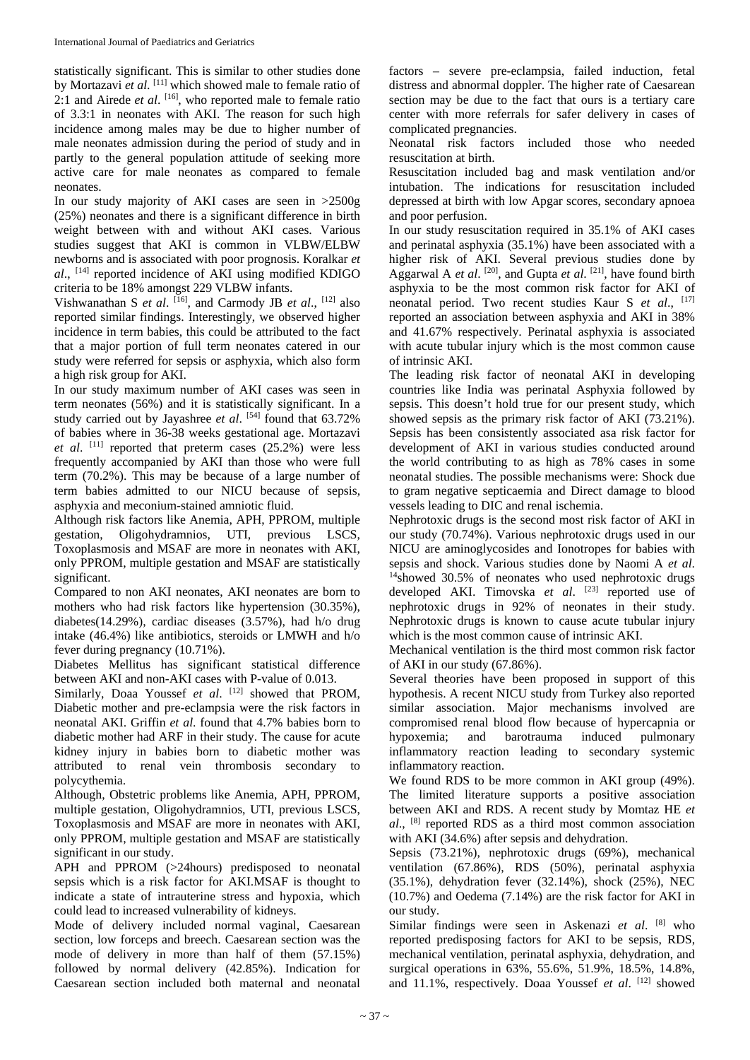statistically significant. This is similar to other studies done by Mortazavi *et al.* [11] which showed male to female ratio of 2:1 and Airede *et al*. [16], who reported male to female ratio of 3.3:1 in neonates with AKI. The reason for such high incidence among males may be due to higher number of male neonates admission during the period of study and in partly to the general population attitude of seeking more active care for male neonates as compared to female neonates.

In our study majority of AKI cases are seen in >2500g (25%) neonates and there is a significant difference in birth weight between with and without AKI cases. Various studies suggest that AKI is common in VLBW/ELBW newborns and is associated with poor prognosis. Koralkar *et al*., [14] reported incidence of AKI using modified KDIGO criteria to be 18% amongst 229 VLBW infants.

Vishwanathan S *et al*. [16], and Carmody JB *et al*., [12] also reported similar findings. Interestingly, we observed higher incidence in term babies, this could be attributed to the fact that a major portion of full term neonates catered in our study were referred for sepsis or asphyxia, which also form a high risk group for AKI.

In our study maximum number of AKI cases was seen in term neonates (56%) and it is statistically significant. In a study carried out by Jayashree *et al*. [54] found that 63.72% of babies where in 36-38 weeks gestational age. Mortazavi *et al*. [11] reported that preterm cases (25.2%) were less frequently accompanied by AKI than those who were full term (70.2%). This may be because of a large number of term babies admitted to our NICU because of sepsis, asphyxia and meconium-stained amniotic fluid.

Although risk factors like Anemia, APH, PPROM, multiple gestation, Oligohydramnios, UTI, previous LSCS, Toxoplasmosis and MSAF are more in neonates with AKI, only PPROM, multiple gestation and MSAF are statistically significant.

Compared to non AKI neonates, AKI neonates are born to mothers who had risk factors like hypertension (30.35%), diabetes(14.29%), cardiac diseases (3.57%), had h/o drug intake (46.4%) like antibiotics, steroids or LMWH and h/o fever during pregnancy (10.71%).

Diabetes Mellitus has significant statistical difference between AKI and non-AKI cases with P-value of 0.013.

Similarly, Doaa Youssef *et al*. [12] showed that PROM, Diabetic mother and pre-eclampsia were the risk factors in neonatal AKI. Griffin *et al.* found that 4.7% babies born to diabetic mother had ARF in their study. The cause for acute kidney injury in babies born to diabetic mother was attributed to renal vein thrombosis secondary to polycythemia.

Although, Obstetric problems like Anemia, APH, PPROM, multiple gestation, Oligohydramnios, UTI, previous LSCS, Toxoplasmosis and MSAF are more in neonates with AKI, only PPROM, multiple gestation and MSAF are statistically significant in our study.

APH and PPROM (>24hours) predisposed to neonatal sepsis which is a risk factor for AKI.MSAF is thought to indicate a state of intrauterine stress and hypoxia, which could lead to increased vulnerability of kidneys.

Mode of delivery included normal vaginal, Caesarean section, low forceps and breech. Caesarean section was the mode of delivery in more than half of them (57.15%) followed by normal delivery (42.85%). Indication for Caesarean section included both maternal and neonatal factors – severe pre-eclampsia, failed induction, fetal distress and abnormal doppler. The higher rate of Caesarean section may be due to the fact that ours is a tertiary care center with more referrals for safer delivery in cases of complicated pregnancies.

Neonatal risk factors included those who needed resuscitation at birth.

Resuscitation included bag and mask ventilation and/or intubation. The indications for resuscitation included depressed at birth with low Apgar scores, secondary apnoea and poor perfusion.

In our study resuscitation required in 35.1% of AKI cases and perinatal asphyxia (35.1%) have been associated with a higher risk of AKI. Several previous studies done by Aggarwal A *et al*. [20], and Gupta *et al*. [21], have found birth asphyxia to be the most common risk factor for AKI of neonatal period. Two recent studies Kaur S *et al*., [17] reported an association between asphyxia and AKI in 38% and 41.67% respectively. Perinatal asphyxia is associated with acute tubular injury which is the most common cause of intrinsic AKI.

The leading risk factor of neonatal AKI in developing countries like India was perinatal Asphyxia followed by sepsis. This doesn't hold true for our present study, which showed sepsis as the primary risk factor of AKI (73.21%). Sepsis has been consistently associated asa risk factor for development of AKI in various studies conducted around the world contributing to as high as 78% cases in some neonatal studies. The possible mechanisms were: Shock due to gram negative septicaemia and Direct damage to blood vessels leading to DIC and renal ischemia.

Nephrotoxic drugs is the second most risk factor of AKI in our study (70.74%). Various nephrotoxic drugs used in our NICU are aminoglycosides and Ionotropes for babies with sepsis and shock. Various studies done by Naomi A *et al*. [14]showed 30.5% of neonates who used nephrotoxic drugs developed AKI. Timovska *et al*. [23] reported use of nephrotoxic drugs in 92% of neonates in their study. Nephrotoxic drugs is known to cause acute tubular injury which is the most common cause of intrinsic AKI.

Mechanical ventilation is the third most common risk factor of AKI in our study (67.86%).

Several theories have been proposed in support of this hypothesis. A recent NICU study from Turkey also reported similar association. Major mechanisms involved are compromised renal blood flow because of hypercapnia or hypoxemia; and barotrauma induced pulmonary inflammatory reaction leading to secondary systemic inflammatory reaction.

We found RDS to be more common in AKI group (49%). The limited literature supports a positive association between AKI and RDS. A recent study by Momtaz HE *et al*., [8] reported RDS as a third most common association with AKI (34.6%) after sepsis and dehydration.

Sepsis (73.21%), nephrotoxic drugs (69%), mechanical ventilation (67.86%), RDS (50%), perinatal asphyxia (35.1%), dehydration fever (32.14%), shock (25%), NEC (10.7%) and Oedema (7.14%) are the risk factor for AKI in our study.

Similar findings were seen in Askenazi *et al*. [8] who reported predisposing factors for AKI to be sepsis, RDS, mechanical ventilation, perinatal asphyxia, dehydration, and surgical operations in 63%, 55.6%, 51.9%, 18.5%, 14.8%, and 11.1%, respectively. Doaa Youssef *et al*. [12] showed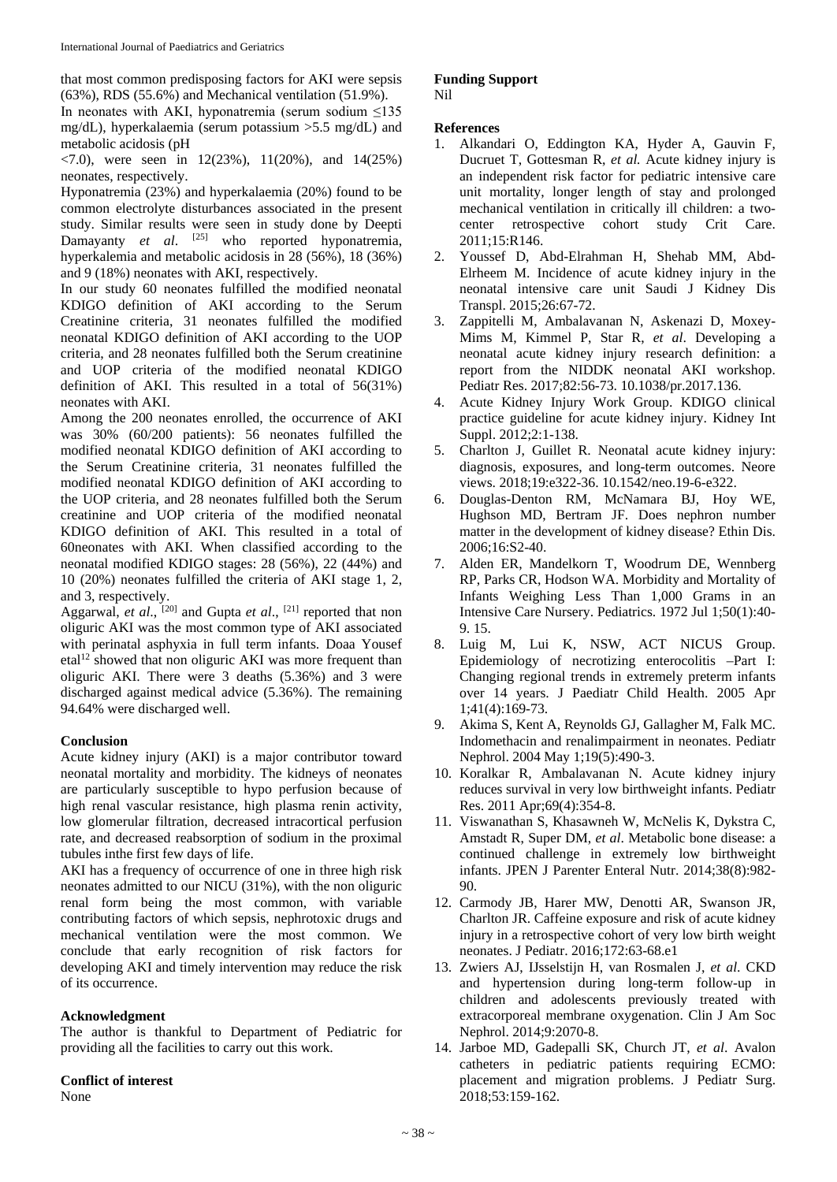that most common predisposing factors for AKI were sepsis (63%), RDS (55.6%) and Mechanical ventilation (51.9%).

In neonates with AKI, hyponatremia (serum sodium ≤135 mg/dL), hyperkalaemia (serum potassium >5.5 mg/dL) and metabolic acidosis (pH

<7.0), were seen in 12(23%), 11(20%), and 14(25%) neonates, respectively.

Hyponatremia (23%) and hyperkalaemia (20%) found to be common electrolyte disturbances associated in the present study. Similar results were seen in study done by Deepti Damayanty *et al*. [25] who reported hyponatremia, hyperkalemia and metabolic acidosis in 28 (56%), 18 (36%) and 9 (18%) neonates with AKI, respectively.

In our study 60 neonates fulfilled the modified neonatal KDIGO definition of AKI according to the Serum Creatinine criteria, 31 neonates fulfilled the modified neonatal KDIGO definition of AKI according to the UOP criteria, and 28 neonates fulfilled both the Serum creatinine and UOP criteria of the modified neonatal KDIGO definition of AKI. This resulted in a total of 56(31%) neonates with AKI.

Among the 200 neonates enrolled, the occurrence of AKI was 30% (60/200 patients): 56 neonates fulfilled the modified neonatal KDIGO definition of AKI according to the Serum Creatinine criteria, 31 neonates fulfilled the modified neonatal KDIGO definition of AKI according to the UOP criteria, and 28 neonates fulfilled both the Serum creatinine and UOP criteria of the modified neonatal KDIGO definition of AKI. This resulted in a total of 60neonates with AKI. When classified according to the neonatal modified KDIGO stages: 28 (56%), 22 (44%) and 10 (20%) neonates fulfilled the criteria of AKI stage 1, 2, and 3, respectively.

Aggarwal, *et al*., [20] and Gupta *et al*., [21] reported that non oliguric AKI was the most common type of AKI associated with perinatal asphyxia in full term infants. Doaa Yousef etal[12] showed that non oliguric AKI was more frequent than oliguric AKI. There were 3 deaths (5.36%) and 3 were discharged against medical advice (5.36%). The remaining 94.64% were discharged well.

## Conclusion

Acute kidney injury (AKI) is a major contributor toward neonatal mortality and morbidity. The kidneys of neonates are particularly susceptible to hypo perfusion because of high renal vascular resistance, high plasma renin activity, low glomerular filtration, decreased intracortical perfusion rate, and decreased reabsorption of sodium in the proximal tubules inthe first few days of life.

AKI has a frequency of occurrence of one in three high risk neonates admitted to our NICU (31%), with the non oliguric renal form being the most common, with variable contributing factors of which sepsis, nephrotoxic drugs and mechanical ventilation were the most common. We conclude that early recognition of risk factors for developing AKI and timely intervention may reduce the risk of its occurrence.

## Acknowledgment

The author is thankful to Department of Pediatric for providing all the facilities to carry out this work.

## Conflict of interest

None

## Funding Support

Nil

## References

1. Alkandari O, Eddington KA, Hyder A, Gauvin F, Ducruet T, Gottesman R, *et al.* Acute kidney injury is an independent risk factor for pediatric intensive care unit mortality, longer length of stay and prolonged mechanical ventilation in critically ill children: a two-center retrospective cohort study Crit Care. 2011;15:R146.
2. Youssef D, Abd-Elrahman H, Shehab MM, Abd-Elrheem M. Incidence of acute kidney injury in the neonatal intensive care unit Saudi J Kidney Dis Transpl. 2015;26:67-72.
3. Zappitelli M, Ambalavanan N, Askenazi D, Moxey-Mims M, Kimmel P, Star R, *et al*. Developing a neonatal acute kidney injury research definition: a report from the NIDDK neonatal AKI workshop. Pediatr Res. 2017;82:56-73. 10.1038/pr.2017.136.
4. Acute Kidney Injury Work Group. KDIGO clinical practice guideline for acute kidney injury. Kidney Int Suppl. 2012;2:1-138.
5. Charlton J, Guillet R. Neonatal acute kidney injury: diagnosis, exposures, and long-term outcomes. Neore views. 2018;19:e322-36. 10.1542/neo.19-6-e322.
6. Douglas-Denton RM, McNamara BJ, Hoy WE, Hughson MD, Bertram JF. Does nephron number matter in the development of kidney disease? Ethin Dis. 2006;16:S2-40.
7. Alden ER, Mandelkorn T, Woodrum DE, Wennberg RP, Parks CR, Hodson WA. Morbidity and Mortality of Infants Weighing Less Than 1,000 Grams in an Intensive Care Nursery. Pediatrics. 1972 Jul 1;50(1):40-9. 15.
8. Luig M, Lui K, NSW, ACT NICUS Group. Epidemiology of necrotizing enterocolitis –Part I: Changing regional trends in extremely preterm infants over 14 years. J Paediatr Child Health. 2005 Apr 1;41(4):169-73.
9. Akima S, Kent A, Reynolds GJ, Gallagher M, Falk MC. Indomethacin and renalimpairment in neonates. Pediatr Nephrol. 2004 May 1;19(5):490-3.
10. Koralkar R, Ambalavanan N. Acute kidney injury reduces survival in very low birthweight infants. Pediatr Res. 2011 Apr;69(4):354-8.
11. Viswanathan S, Khasawneh W, McNelis K, Dykstra C, Amstadt R, Super DM, *et al*. Metabolic bone disease: a continued challenge in extremely low birthweight infants. JPEN J Parenter Enteral Nutr. 2014;38(8):982-90.
12. Carmody JB, Harer MW, Denotti AR, Swanson JR, Charlton JR. Caffeine exposure and risk of acute kidney injury in a retrospective cohort of very low birth weight neonates. J Pediatr. 2016;172:63-68.e1
13. Zwiers AJ, IJsselstijn H, van Rosmalen J, *et al*. CKD and hypertension during long-term follow-up in children and adolescents previously treated with extracorporeal membrane oxygenation. Clin J Am Soc Nephrol. 2014;9:2070-8.
14. Jarboe MD, Gadepalli SK, Church JT, *et al*. Avalon catheters in pediatric patients requiring ECMO: placement and migration problems. J Pediatr Surg. 2018;53:159-162.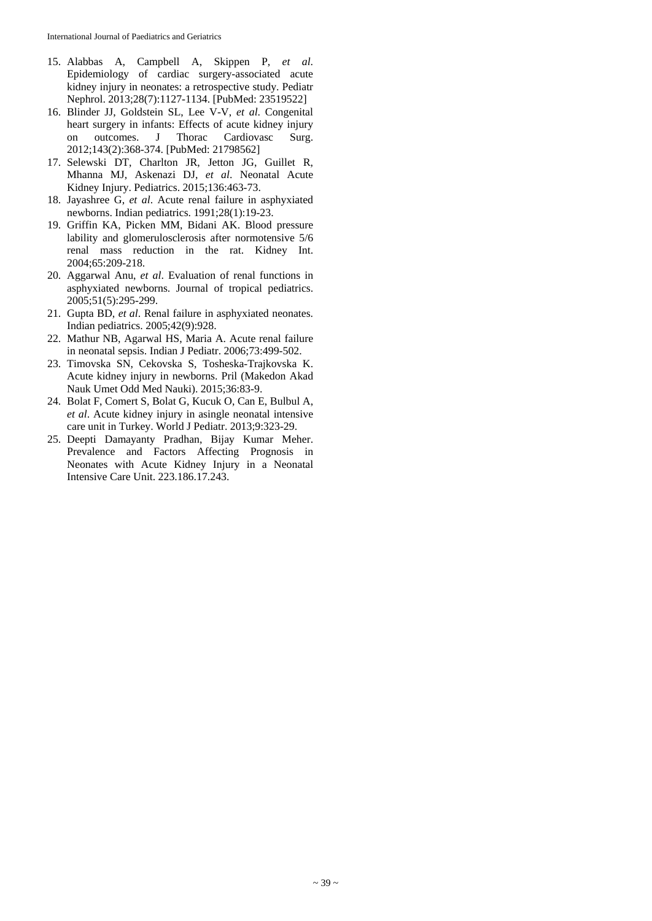15. Alabbas A, Campbell A, Skippen P, *et al*. Epidemiology of cardiac surgery-associated acute kidney injury in neonates: a retrospective study. Pediatr Nephrol. 2013;28(7):1127-1134. [PubMed: 23519522]
16. Blinder JJ, Goldstein SL, Lee V-V, *et al*. Congenital heart surgery in infants: Effects of acute kidney injury on outcomes. J Thorac Cardiovasc Surg. 2012;143(2):368-374. [PubMed: 21798562]
17. Selewski DT, Charlton JR, Jetton JG, Guillet R, Mhanna MJ, Askenazi DJ, *et al*. Neonatal Acute Kidney Injury. Pediatrics. 2015;136:463-73.
18. Jayashree G, *et al*. Acute renal failure in asphyxiated newborns. Indian pediatrics. 1991;28(1):19-23.
19. Griffin KA, Picken MM, Bidani AK. Blood pressure lability and glomerulosclerosis after normotensive 5/6 renal mass reduction in the rat. Kidney Int. 2004;65:209-218.
20. Aggarwal Anu, *et al*. Evaluation of renal functions in asphyxiated newborns. Journal of tropical pediatrics. 2005;51(5):295-299.
21. Gupta BD, *et al*. Renal failure in asphyxiated neonates. Indian pediatrics. 2005;42(9):928.
22. Mathur NB, Agarwal HS, Maria A. Acute renal failure in neonatal sepsis. Indian J Pediatr. 2006;73:499-502.
23. Timovska SN, Cekovska S, Tosheska-Trajkovska K. Acute kidney injury in newborns. Pril (Makedon Akad Nauk Umet Odd Med Nauki). 2015;36:83-9.
24. Bolat F, Comert S, Bolat G, Kucuk O, Can E, Bulbul A, *et al*. Acute kidney injury in asingle neonatal intensive care unit in Turkey. World J Pediatr. 2013;9:323-29.
25. Deepti Damayanty Pradhan, Bijay Kumar Meher. Prevalence and Factors Affecting Prognosis in Neonates with Acute Kidney Injury in a Neonatal Intensive Care Unit. 223.186.17.243.